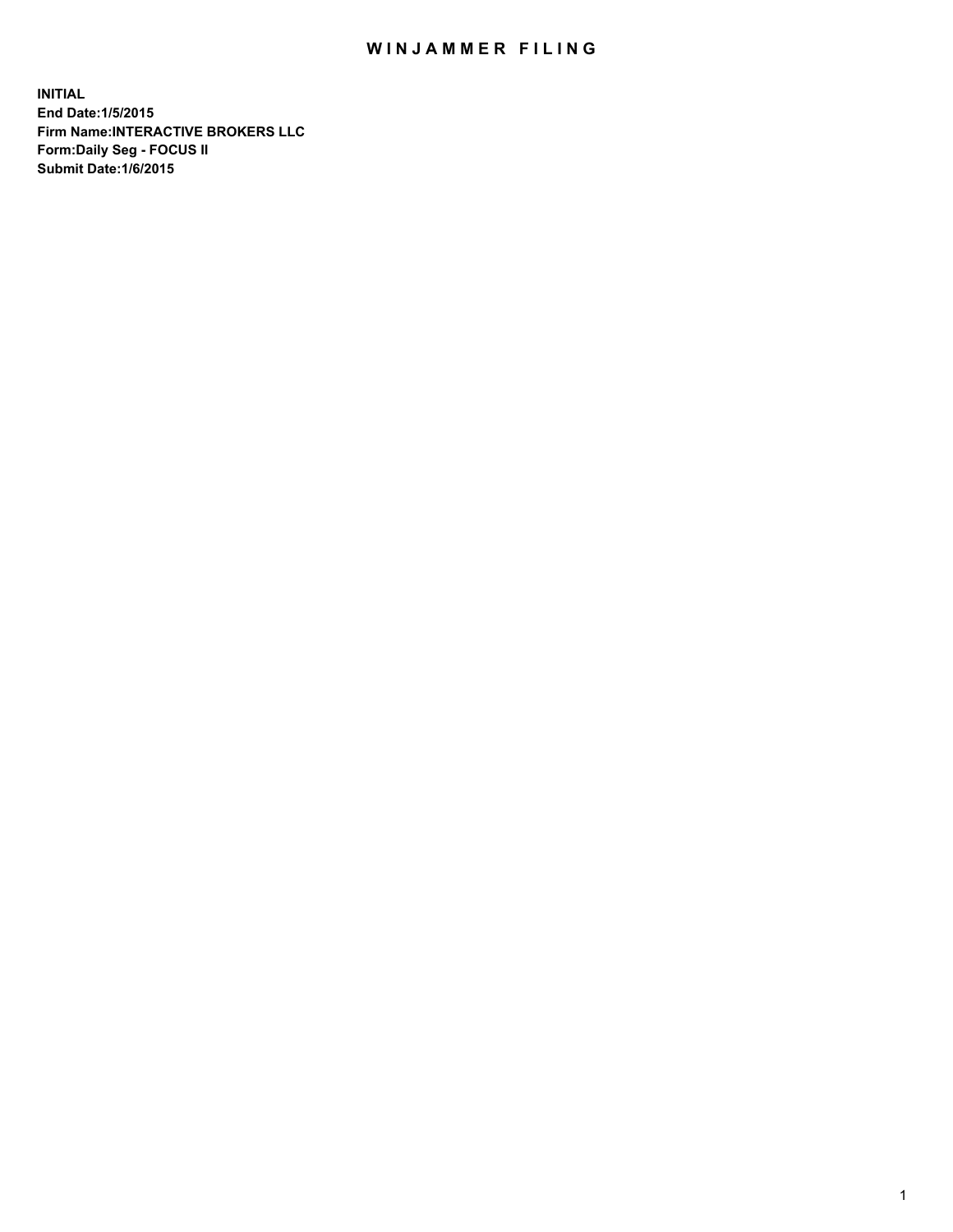# WINJAMMER FILING

**INITIAL**
**End Date:1/5/2015**
**Firm Name:INTERACTIVE BROKERS LLC**
**Form:Daily Seg - FOCUS II**
**Submit Date:1/6/2015**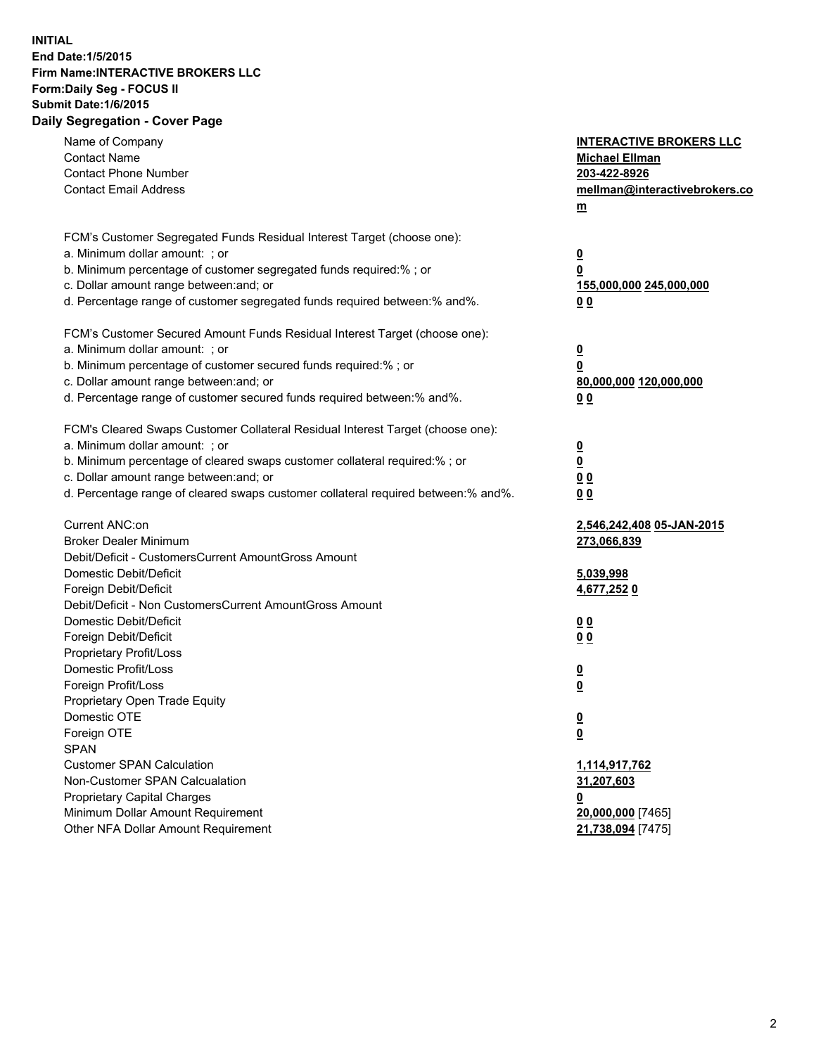**INITIAL**
**End Date:1/5/2015**
**Firm Name:INTERACTIVE BROKERS LLC**
**Form:Daily Seg - FOCUS II**
**Submit Date:1/6/2015**

## Daily Segregation - Cover Page

| | |
|---|---|
| Name of Company | **INTERACTIVE BROKERS LLC** |
| Contact Name | **Michael Ellman** |
| Contact Phone Number | **203-422-8926** |
| Contact Email Address | **mellman@interactivebrokers.com** |
| | |
| FCM's Customer Segregated Funds Residual Interest Target (choose one): | |
| a. Minimum dollar amount: ; or | **0** |
| b. Minimum percentage of customer segregated funds required:% ; or | **0** |
| c. Dollar amount range between:and; or | **155,000,000 245,000,000** |
| d. Percentage range of customer segregated funds required between:% and%. | **0 0** |
| | |
| FCM's Customer Secured Amount Funds Residual Interest Target (choose one): | |
| a. Minimum dollar amount: ; or | **0** |
| b. Minimum percentage of customer secured funds required:% ; or | **0** |
| c. Dollar amount range between:and; or | **80,000,000 120,000,000** |
| d. Percentage range of customer secured funds required between:% and%. | **0 0** |
| | |
| FCM's Cleared Swaps Customer Collateral Residual Interest Target (choose one): | |
| a. Minimum dollar amount: ; or | **0** |
| b. Minimum percentage of cleared swaps customer collateral required:% ; or | **0** |
| c. Dollar amount range between:and; or | **0 0** |
| d. Percentage range of cleared swaps customer collateral required between:% and%. | **0 0** |
| | |
| Current ANC:on | **2,546,242,408 05-JAN-2015** |
| Broker Dealer Minimum | **273,066,839** |
| Debit/Deficit - CustomersCurrent AmountGross Amount | |
| Domestic Debit/Deficit | **5,039,998** |
| Foreign Debit/Deficit | **4,677,252 0** |
| Debit/Deficit - Non CustomersCurrent AmountGross Amount | |
| Domestic Debit/Deficit | **0 0** |
| Foreign Debit/Deficit | **0 0** |
| Proprietary Profit/Loss | |
| Domestic Profit/Loss | **0** |
| Foreign Profit/Loss | **0** |
| Proprietary Open Trade Equity | |
| Domestic OTE | **0** |
| Foreign OTE | **0** |
| SPAN | |
| Customer SPAN Calculation | **1,114,917,762** |
| Non-Customer SPAN Calcualation | **31,207,603** |
| Proprietary Capital Charges | **0** |
| Minimum Dollar Amount Requirement | **20,000,000** [7465] |
| Other NFA Dollar Amount Requirement | **21,738,094** [7475] |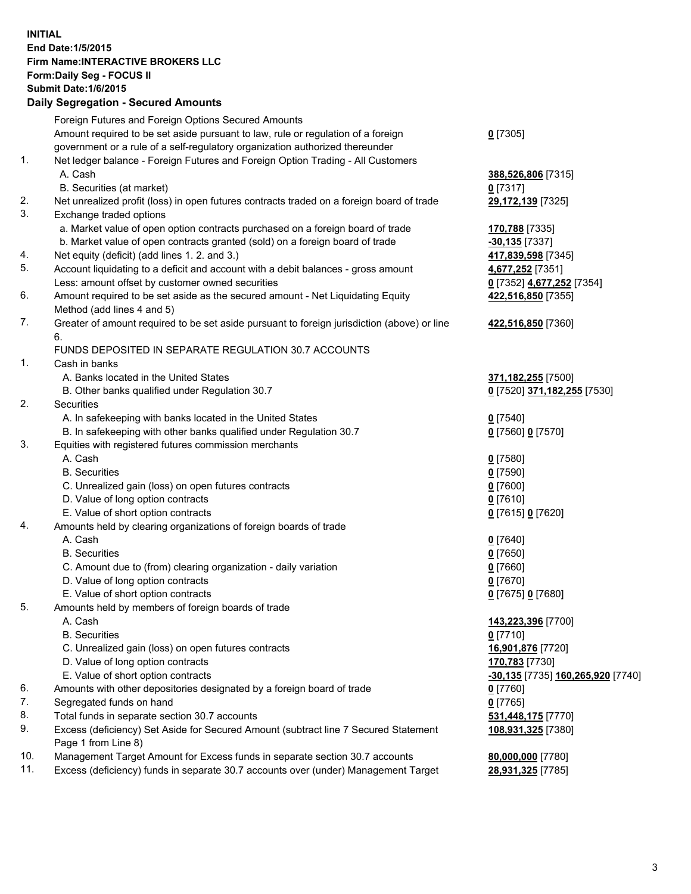**INITIAL**
**End Date:1/5/2015**
**Firm Name:INTERACTIVE BROKERS LLC**
**Form:Daily Seg - FOCUS II**
**Submit Date:1/6/2015**

## Daily Segregation - Secured Amounts

| | | |
|---|---|---|
| | Foreign Futures and Foreign Options Secured Amounts | |
| | Amount required to be set aside pursuant to law, rule or regulation of a foreign government or a rule of a self-regulatory organization authorized thereunder | **0** [7305] |
| 1. | Net ledger balance - Foreign Futures and Foreign Option Trading - All Customers | |
| | A. Cash | **388,526,806** [7315] |
| | B. Securities (at market) | **0** [7317] |
| 2. | Net unrealized profit (loss) in open futures contracts traded on a foreign board of trade | **29,172,139** [7325] |
| 3. | Exchange traded options | |
| | a. Market value of open option contracts purchased on a foreign board of trade | **170,788** [7335] |
| | b. Market value of open contracts granted (sold) on a foreign board of trade | **-30,135** [7337] |
| 4. | Net equity (deficit) (add lines 1. 2. and 3.) | **417,839,598** [7345] |
| 5. | Account liquidating to a deficit and account with a debit balances - gross amount | **4,677,252** [7351] |
| | Less: amount offset by customer owned securities | **0** [7352] **4,677,252** [7354] |
| 6. | Amount required to be set aside as the secured amount - Net Liquidating Equity Method (add lines 4 and 5) | **422,516,850** [7355] |
| 7. | Greater of amount required to be set aside pursuant to foreign jurisdiction (above) or line 6. | **422,516,850** [7360] |
| | FUNDS DEPOSITED IN SEPARATE REGULATION 30.7 ACCOUNTS | |
| 1. | Cash in banks | |
| | A. Banks located in the United States | **371,182,255** [7500] |
| | B. Other banks qualified under Regulation 30.7 | **0** [7520] **371,182,255** [7530] |
| 2. | Securities | |
| | A. In safekeeping with banks located in the United States | **0** [7540] |
| | B. In safekeeping with other banks qualified under Regulation 30.7 | **0** [7560] **0** [7570] |
| 3. | Equities with registered futures commission merchants | |
| | A. Cash | **0** [7580] |
| | B. Securities | **0** [7590] |
| | C. Unrealized gain (loss) on open futures contracts | **0** [7600] |
| | D. Value of long option contracts | **0** [7610] |
| | E. Value of short option contracts | **0** [7615] **0** [7620] |
| 4. | Amounts held by clearing organizations of foreign boards of trade | |
| | A. Cash | **0** [7640] |
| | B. Securities | **0** [7650] |
| | C. Amount due to (from) clearing organization - daily variation | **0** [7660] |
| | D. Value of long option contracts | **0** [7670] |
| | E. Value of short option contracts | **0** [7675] **0** [7680] |
| 5. | Amounts held by members of foreign boards of trade | |
| | A. Cash | **143,223,396** [7700] |
| | B. Securities | **0** [7710] |
| | C. Unrealized gain (loss) on open futures contracts | **16,901,876** [7720] |
| | D. Value of long option contracts | **170,783** [7730] |
| | E. Value of short option contracts | **-30,135** [7735] **160,265,920** [7740] |
| 6. | Amounts with other depositories designated by a foreign board of trade | **0** [7760] |
| 7. | Segregated funds on hand | **0** [7765] |
| 8. | Total funds in separate section 30.7 accounts | **531,448,175** [7770] |
| 9. | Excess (deficiency) Set Aside for Secured Amount (subtract line 7 Secured Statement Page 1 from Line 8) | **108,931,325** [7380] |
| 10. | Management Target Amount for Excess funds in separate section 30.7 accounts | **80,000,000** [7780] |
| 11. | Excess (deficiency) funds in separate 30.7 accounts over (under) Management Target | **28,931,325** [7785] |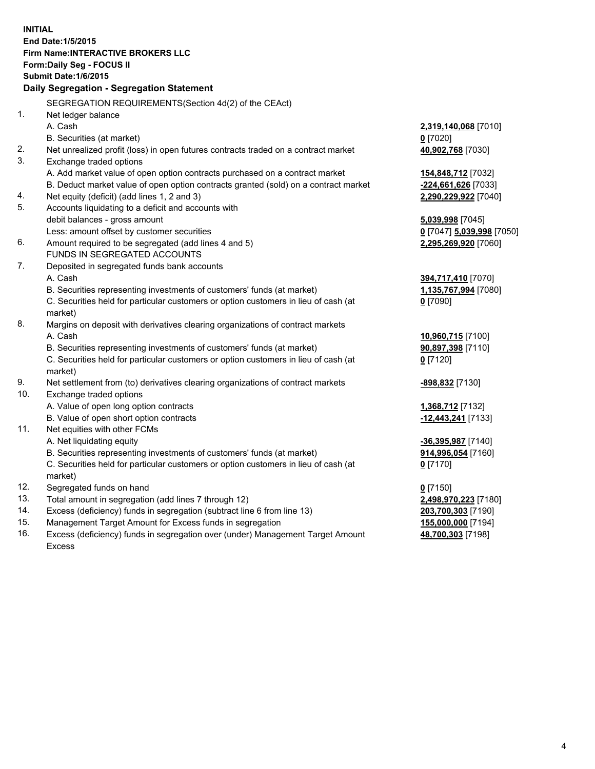**INITIAL**
**End Date:1/5/2015**
**Firm Name:INTERACTIVE BROKERS LLC**
**Form:Daily Seg - FOCUS II**
**Submit Date:1/6/2015**

**Daily Segregation - Segregation Statement**

SEGREGATION REQUIREMENTS(Section 4d(2) of the CEAct)

| | | |
|---|---|---|
| 1. | Net ledger balance | |
| | A. Cash | **2,319,140,068** [7010] |
| | B. Securities (at market) | **0** [7020] |
| 2. | Net unrealized profit (loss) in open futures contracts traded on a contract market | **40,902,768** [7030] |
| 3. | Exchange traded options | |
| | A. Add market value of open option contracts purchased on a contract market | **154,848,712** [7032] |
| | B. Deduct market value of open option contracts granted (sold) on a contract market | **-224,661,626** [7033] |
| 4. | Net equity (deficit) (add lines 1, 2 and 3) | **2,290,229,922** [7040] |
| 5. | Accounts liquidating to a deficit and accounts with debit balances - gross amount | **5,039,998** [7045] |
| | Less: amount offset by customer securities | **0** [7047] **5,039,998** [7050] |
| 6. | Amount required to be segregated (add lines 4 and 5) | **2,295,269,920** [7060] |
| | FUNDS IN SEGREGATED ACCOUNTS | |
| 7. | Deposited in segregated funds bank accounts | |
| | A. Cash | **394,717,410** [7070] |
| | B. Securities representing investments of customers' funds (at market) | **1,135,767,994** [7080] |
| | C. Securities held for particular customers or option customers in lieu of cash (at market) | **0** [7090] |
| 8. | Margins on deposit with derivatives clearing organizations of contract markets | |
| | A. Cash | **10,960,715** [7100] |
| | B. Securities representing investments of customers' funds (at market) | **90,897,398** [7110] |
| | C. Securities held for particular customers or option customers in lieu of cash (at market) | **0** [7120] |
| 9. | Net settlement from (to) derivatives clearing organizations of contract markets | **-898,832** [7130] |
| 10. | Exchange traded options | |
| | A. Value of open long option contracts | **1,368,712** [7132] |
| | B. Value of open short option contracts | **-12,443,241** [7133] |
| 11. | Net equities with other FCMs | |
| | A. Net liquidating equity | **-36,395,987** [7140] |
| | B. Securities representing investments of customers' funds (at market) | **914,996,054** [7160] |
| | C. Securities held for particular customers or option customers in lieu of cash (at market) | **0** [7170] |
| 12. | Segregated funds on hand | **0** [7150] |
| 13. | Total amount in segregation (add lines 7 through 12) | **2,498,970,223** [7180] |
| 14. | Excess (deficiency) funds in segregation (subtract line 6 from line 13) | **203,700,303** [7190] |
| 15. | Management Target Amount for Excess funds in segregation | **155,000,000** [7194] |
| 16. | Excess (deficiency) funds in segregation over (under) Management Target Amount Excess | **48,700,303** [7198] |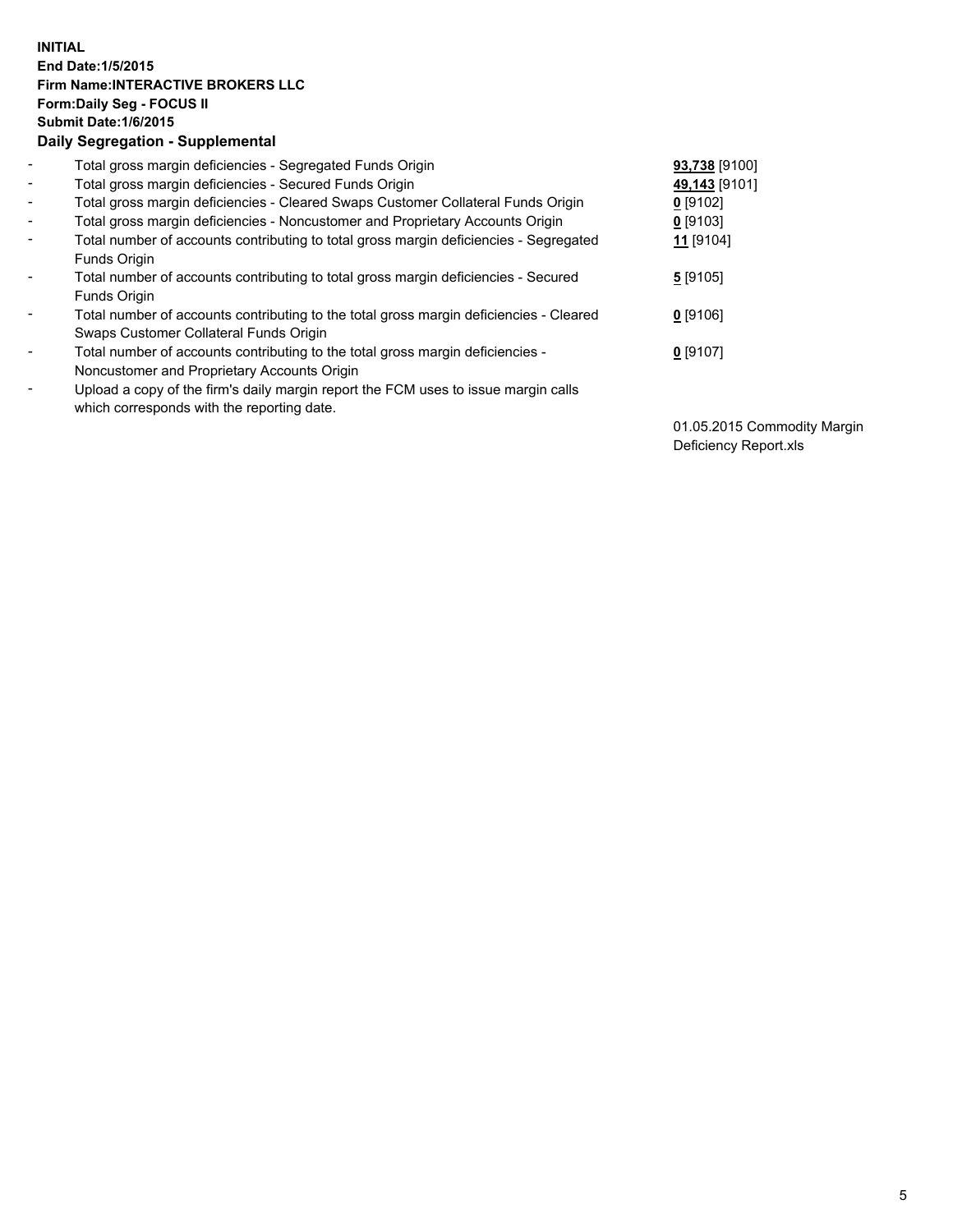**INITIAL**
**End Date:1/5/2015**
**Firm Name:INTERACTIVE BROKERS LLC**
**Form:Daily Seg - FOCUS II**
**Submit Date:1/6/2015**

**Daily Segregation - Supplemental**

| | | |
|---|---|---|
| - | Total gross margin deficiencies - Segregated Funds Origin | **93,738** [9100] |
| - | Total gross margin deficiencies - Secured Funds Origin | **49,143** [9101] |
| - | Total gross margin deficiencies - Cleared Swaps Customer Collateral Funds Origin | **0** [9102] |
| - | Total gross margin deficiencies - Noncustomer and Proprietary Accounts Origin | **0** [9103] |
| - | Total number of accounts contributing to total gross margin deficiencies - Segregated Funds Origin | **11** [9104] |
| - | Total number of accounts contributing to total gross margin deficiencies - Secured Funds Origin | **5** [9105] |
| - | Total number of accounts contributing to the total gross margin deficiencies - Cleared Swaps Customer Collateral Funds Origin | **0** [9106] |
| - | Total number of accounts contributing to the total gross margin deficiencies - Noncustomer and Proprietary Accounts Origin | **0** [9107] |
| - | Upload a copy of the firm's daily margin report the FCM uses to issue margin calls which corresponds with the reporting date. | 01.05.2015 Commodity Margin Deficiency Report.xls |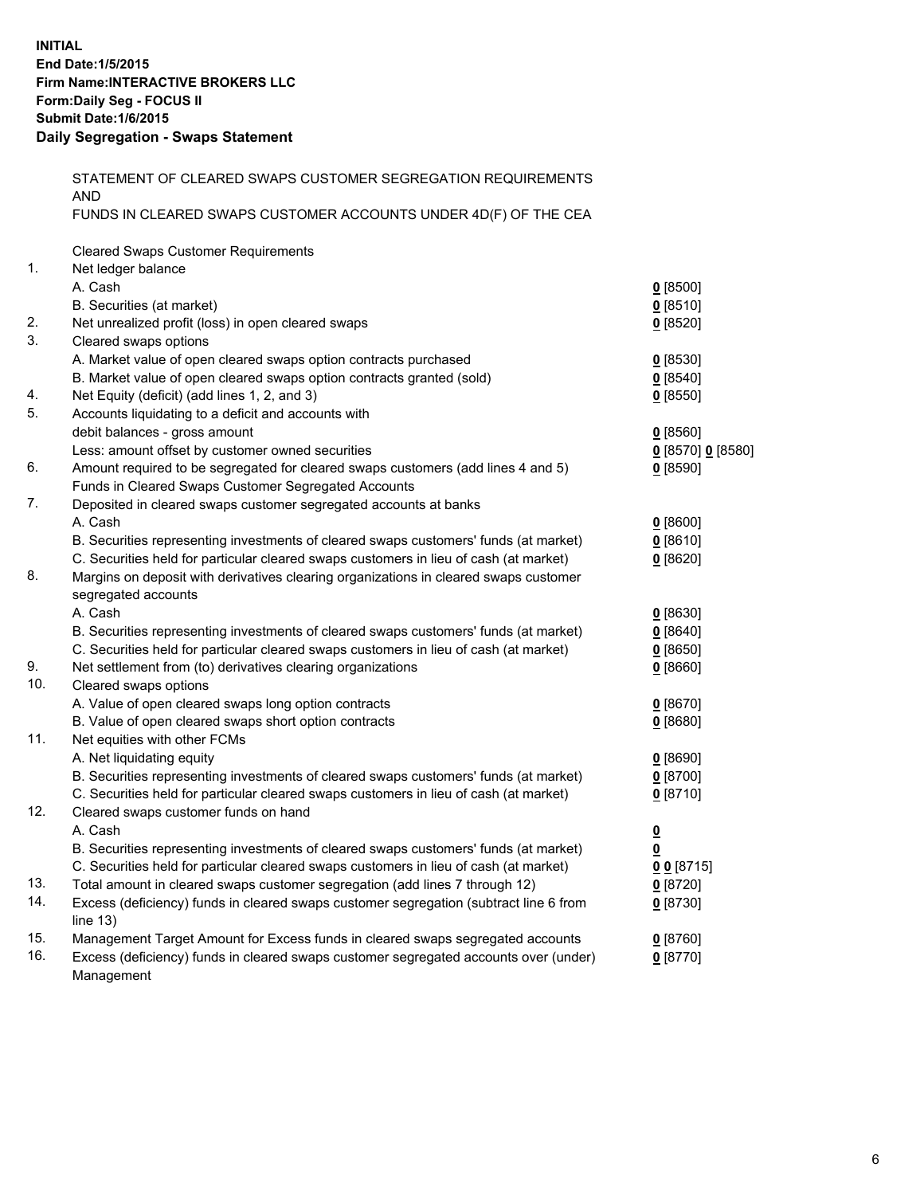**INITIAL**
**End Date:1/5/2015**
**Firm Name:INTERACTIVE BROKERS LLC**
**Form:Daily Seg - FOCUS II**
**Submit Date:1/6/2015**
**Daily Segregation - Swaps Statement**

STATEMENT OF CLEARED SWAPS CUSTOMER SEGREGATION REQUIREMENTS AND FUNDS IN CLEARED SWAPS CUSTOMER ACCOUNTS UNDER 4D(F) OF THE CEA

| | | |
|---|---|---|
| | Cleared Swaps Customer Requirements | |
| 1. | Net ledger balance | |
| | A. Cash | 0 [8500] |
| | B. Securities (at market) | 0 [8510] |
| 2. | Net unrealized profit (loss) in open cleared swaps | 0 [8520] |
| 3. | Cleared swaps options | |
| | A. Market value of open cleared swaps option contracts purchased | 0 [8530] |
| | B. Market value of open cleared swaps option contracts granted (sold) | 0 [8540] |
| 4. | Net Equity (deficit) (add lines 1, 2, and 3) | 0 [8550] |
| 5. | Accounts liquidating to a deficit and accounts with debit balances - gross amount | 0 [8560] |
| | Less: amount offset by customer owned securities | 0 [8570] 0 [8580] |
| 6. | Amount required to be segregated for cleared swaps customers (add lines 4 and 5) | 0 [8590] |
| | Funds in Cleared Swaps Customer Segregated Accounts | |
| 7. | Deposited in cleared swaps customer segregated accounts at banks | |
| | A. Cash | 0 [8600] |
| | B. Securities representing investments of cleared swaps customers' funds (at market) | 0 [8610] |
| | C. Securities held for particular cleared swaps customers in lieu of cash (at market) | 0 [8620] |
| 8. | Margins on deposit with derivatives clearing organizations in cleared swaps customer segregated accounts | |
| | A. Cash | 0 [8630] |
| | B. Securities representing investments of cleared swaps customers' funds (at market) | 0 [8640] |
| | C. Securities held for particular cleared swaps customers in lieu of cash (at market) | 0 [8650] |
| 9. | Net settlement from (to) derivatives clearing organizations | 0 [8660] |
| 10. | Cleared swaps options | |
| | A. Value of open cleared swaps long option contracts | 0 [8670] |
| | B. Value of open cleared swaps short option contracts | 0 [8680] |
| 11. | Net equities with other FCMs | |
| | A. Net liquidating equity | 0 [8690] |
| | B. Securities representing investments of cleared swaps customers' funds (at market) | 0 [8700] |
| | C. Securities held for particular cleared swaps customers in lieu of cash (at market) | 0 [8710] |
| 12. | Cleared swaps customer funds on hand | |
| | A. Cash | 0 |
| | B. Securities representing investments of cleared swaps customers' funds (at market) | 0 |
| | C. Securities held for particular cleared swaps customers in lieu of cash (at market) | 0 0 [8715] |
| 13. | Total amount in cleared swaps customer segregation (add lines 7 through 12) | 0 [8720] |
| 14. | Excess (deficiency) funds in cleared swaps customer segregation (subtract line 6 from line 13) | 0 [8730] |
| 15. | Management Target Amount for Excess funds in cleared swaps segregated accounts | 0 [8760] |
| 16. | Excess (deficiency) funds in cleared swaps customer segregated accounts over (under) Management | 0 [8770] |